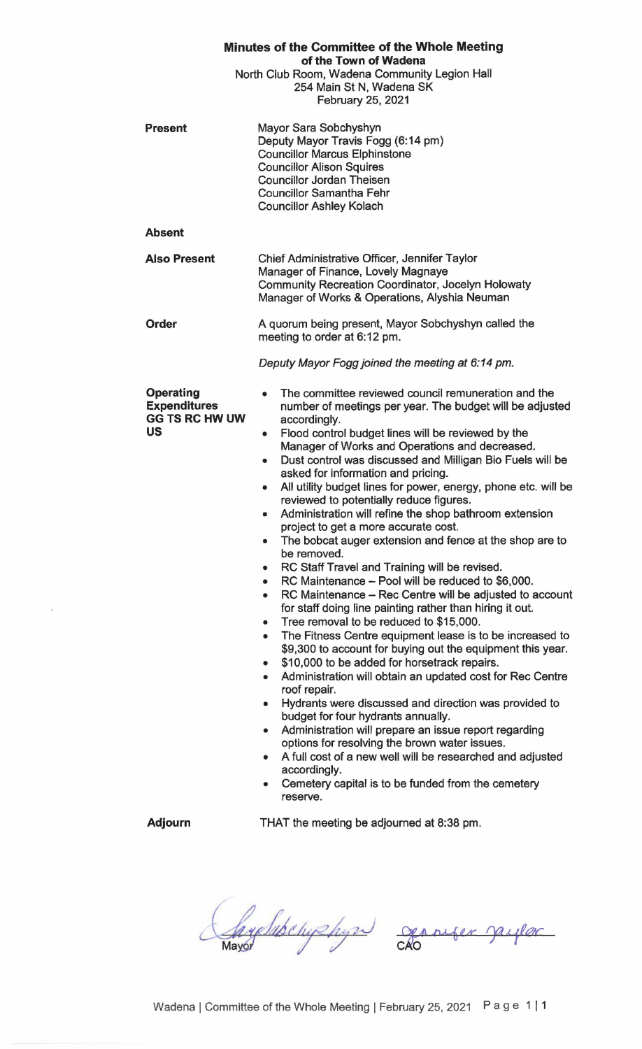# Minutes of the Committee of the Whole Meeting

## of the Town of Wadena

North Club Room, Wadena Community Legion Hall
254 Main St N, Wadena SK
February 25, 2021

**Present**

Mayor Sara Sobchyshyn
Deputy Mayor Travis Fogg (6:14 pm)
Councillor Marcus Elphinstone
Councillor Alison Squires
Councillor Jordan Theisen
Councillor Samantha Fehr
Councillor Ashley Kolach

**Absent**

**Also Present**

Chief Administrative Officer, Jennifer Taylor
Manager of Finance, Lovely Magnaye
Community Recreation Coordinator, Jocelyn Holowaty
Manager of Works & Operations, Alyshia Neuman

**Order**

A quorum being present, Mayor Sobchyshyn called the meeting to order at 6:12 pm.

*Deputy Mayor Fogg joined the meeting at 6:14 pm.*

**Operating Expenditures GG TS RC HW UW US**

- The committee reviewed council remuneration and the number of meetings per year. The budget will be adjusted accordingly.
- Flood control budget lines will be reviewed by the Manager of Works and Operations and decreased.
- Dust control was discussed and Milligan Bio Fuels will be asked for information and pricing.
- All utility budget lines for power, energy, phone etc. will be reviewed to potentially reduce figures.
- Administration will refine the shop bathroom extension project to get a more accurate cost.
- The bobcat auger extension and fence at the shop are to be removed.
- RC Staff Travel and Training will be revised.
- RC Maintenance – Pool will be reduced to $6,000.
- RC Maintenance – Rec Centre will be adjusted to account for staff doing line painting rather than hiring it out.
- Tree removal to be reduced to $15,000.
- The Fitness Centre equipment lease is to be increased to $9,300 to account for buying out the equipment this year.
- $10,000 to be added for horsetrack repairs.
- Administration will obtain an updated cost for Rec Centre roof repair.
- Hydrants were discussed and direction was provided to budget for four hydrants annually.
- Administration will prepare an issue report regarding options for resolving the brown water issues.
- A full cost of a new well will be researched and adjusted accordingly.
- Cemetery capital is to be funded from the cemetery reserve.

**Adjourn**

THAT the meeting be adjourned at 8:38 pm.

Mayor

CAO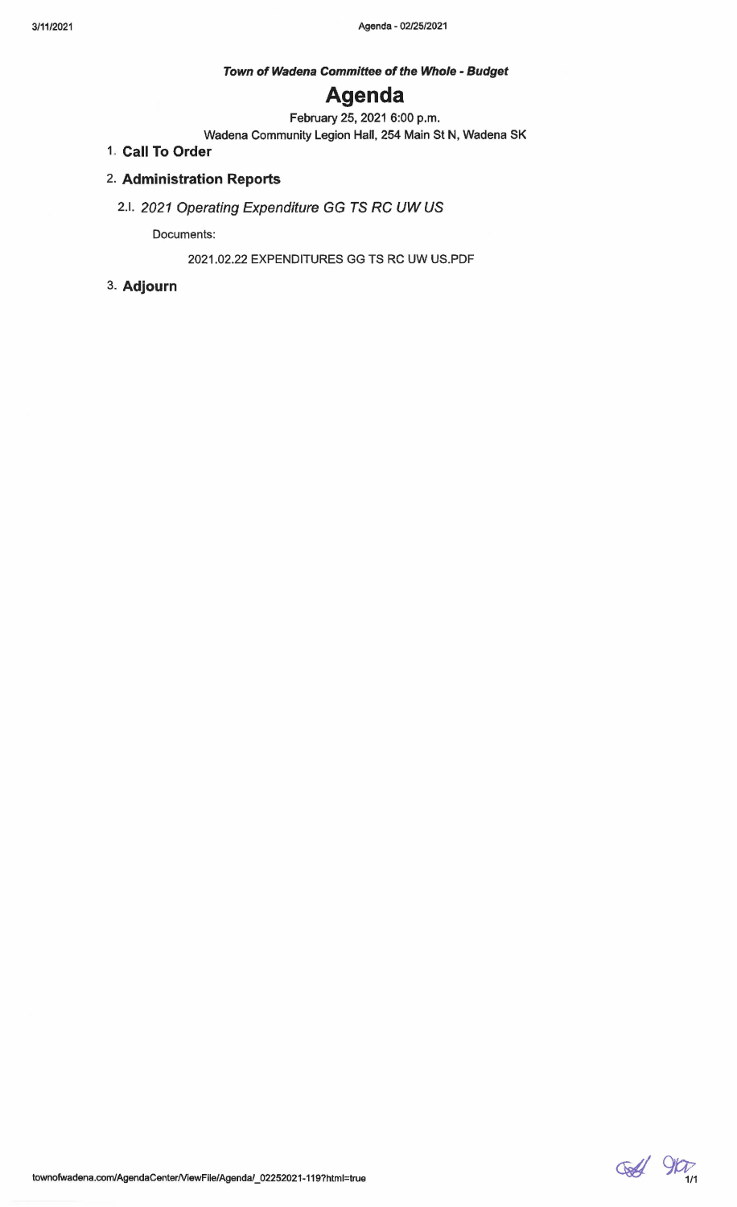***Town of Wadena Committee of the Whole - Budget***

# Agenda

February 25, 2021 6:00 p.m.

Wadena Community Legion Hall, 254 Main St N, Wadena SK

1. **Call To Order**
2. **Administration Reports**

   2.I. *2021 Operating Expenditure GG TS RC UW US*

   Documents:

   2021.02.22 EXPENDITURES GG TS RC UW US.PDF

3. **Adjourn**